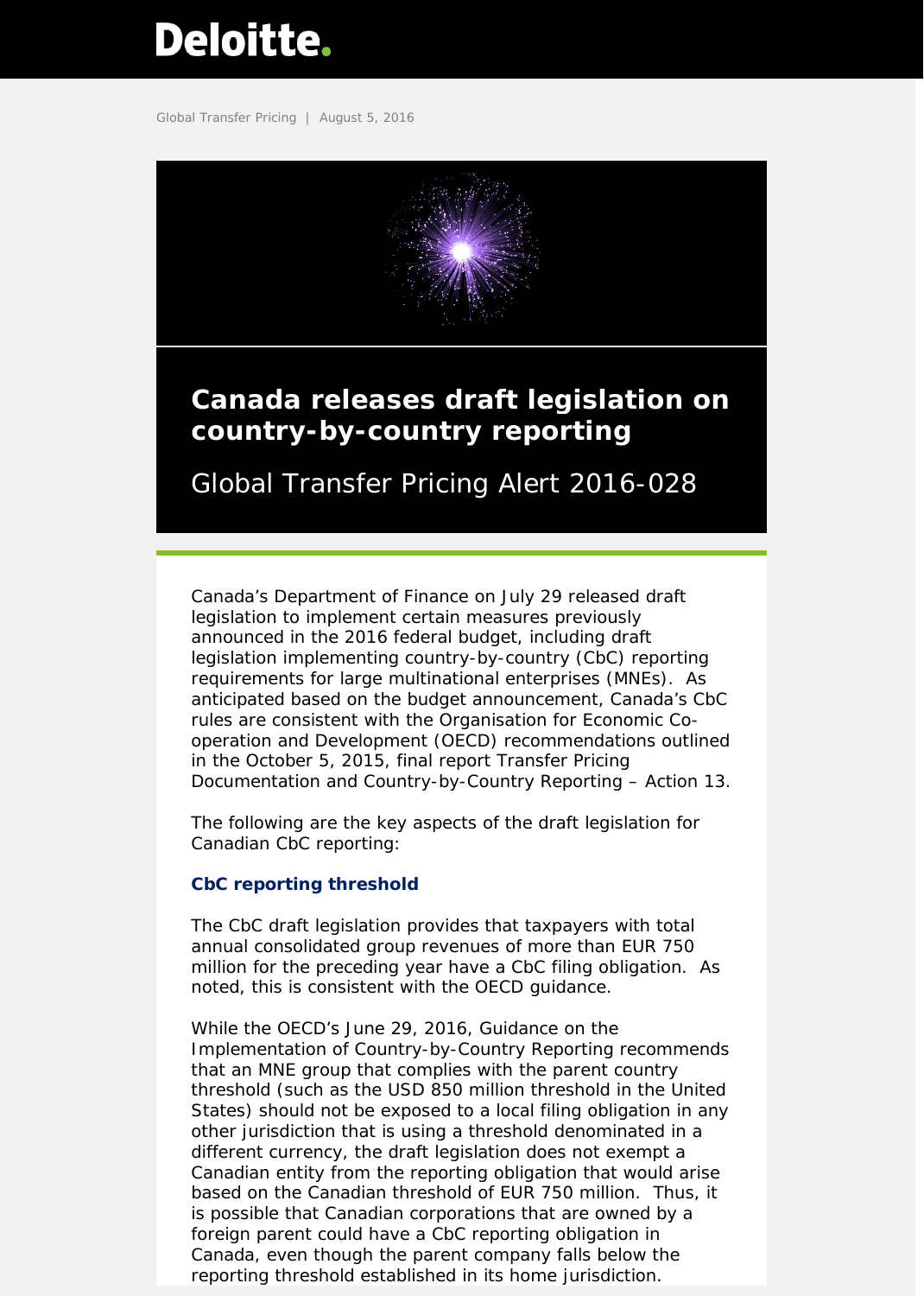Deloitte.

Global Transfer Pricing | August 5, 2016

# Canada releases draft legislation on country-by-country reporting

## Global Transfer Pricing Alert 2016-028

Canada's Department of Finance on July 29 released draft legislation to implement certain measures previously announced in the 2016 federal budget, including draft legislation implementing country-by-country (CbC) reporting requirements for large multinational enterprises (MNEs). As anticipated based on the budget announcement, Canada's CbC rules are consistent with the Organisation for Economic Co-operation and Development (OECD) recommendations outlined in the October 5, 2015, final report Transfer Pricing Documentation and Country-by-Country Reporting – Action 13.

The following are the key aspects of the draft legislation for Canadian CbC reporting:

### CbC reporting threshold

The CbC draft legislation provides that taxpayers with total annual consolidated group revenues of more than EUR 750 million for the preceding year have a CbC filing obligation. As noted, this is consistent with the OECD guidance.

While the OECD's June 29, 2016, Guidance on the Implementation of Country-by-Country Reporting recommends that an MNE group that complies with the parent country threshold (such as the USD 850 million threshold in the United States) should not be exposed to a local filing obligation in any other jurisdiction that is using a threshold denominated in a different currency, the draft legislation does not exempt a Canadian entity from the reporting obligation that would arise based on the Canadian threshold of EUR 750 million. Thus, it is possible that Canadian corporations that are owned by a foreign parent could have a CbC reporting obligation in Canada, even though the parent company falls below the reporting threshold established in its home jurisdiction.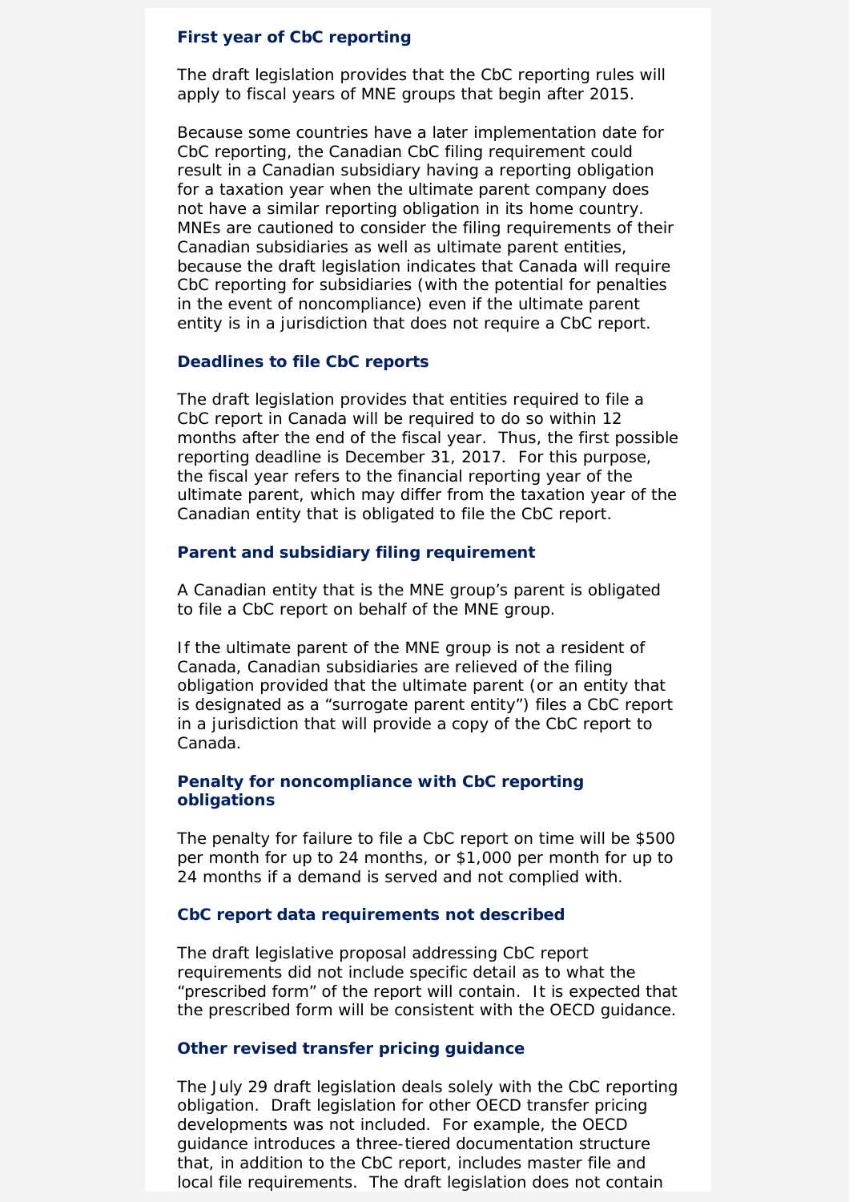### First year of CbC reporting

The draft legislation provides that the CbC reporting rules will apply to fiscal years of MNE groups that begin after 2015.

Because some countries have a later implementation date for CbC reporting, the Canadian CbC filing requirement could result in a Canadian subsidiary having a reporting obligation for a taxation year when the ultimate parent company does not have a similar reporting obligation in its home country. MNEs are cautioned to consider the filing requirements of their Canadian subsidiaries as well as ultimate parent entities, because the draft legislation indicates that Canada will require CbC reporting for subsidiaries (with the potential for penalties in the event of noncompliance) even if the ultimate parent entity is in a jurisdiction that does not require a CbC report.

### Deadlines to file CbC reports

The draft legislation provides that entities required to file a CbC report in Canada will be required to do so within 12 months after the end of the fiscal year. Thus, the first possible reporting deadline is December 31, 2017. For this purpose, the fiscal year refers to the financial reporting year of the ultimate parent, which may differ from the taxation year of the Canadian entity that is obligated to file the CbC report.

### Parent and subsidiary filing requirement

A Canadian entity that is the MNE group's parent is obligated to file a CbC report on behalf of the MNE group.

If the ultimate parent of the MNE group is not a resident of Canada, Canadian subsidiaries are relieved of the filing obligation provided that the ultimate parent (or an entity that is designated as a "surrogate parent entity") files a CbC report in a jurisdiction that will provide a copy of the CbC report to Canada.

### Penalty for noncompliance with CbC reporting obligations

The penalty for failure to file a CbC report on time will be $500 per month for up to 24 months, or $1,000 per month for up to 24 months if a demand is served and not complied with.

### CbC report data requirements not described

The draft legislative proposal addressing CbC report requirements did not include specific detail as to what the "prescribed form" of the report will contain. It is expected that the prescribed form will be consistent with the OECD guidance.

### Other revised transfer pricing guidance

The July 29 draft legislation deals solely with the CbC reporting obligation. Draft legislation for other OECD transfer pricing developments was not included. For example, the OECD guidance introduces a three-tiered documentation structure that, in addition to the CbC report, includes master file and local file requirements. The draft legislation does not contain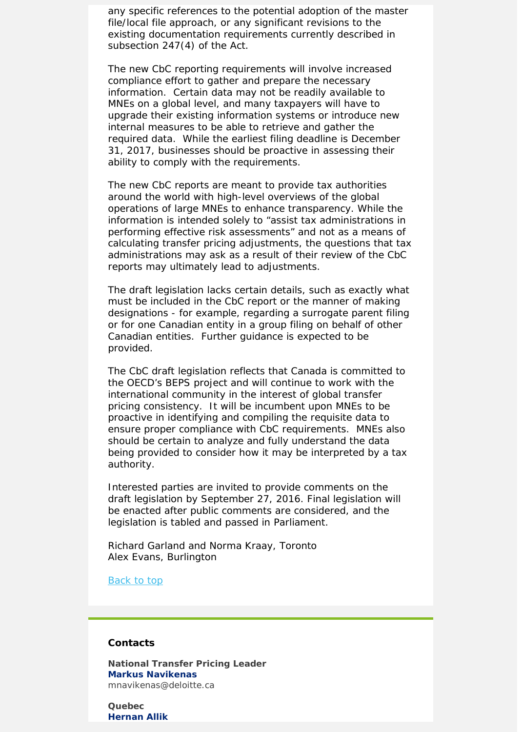any specific references to the potential adoption of the master file/local file approach, or any significant revisions to the existing documentation requirements currently described in subsection 247(4) of the Act.

The new CbC reporting requirements will involve increased compliance effort to gather and prepare the necessary information. Certain data may not be readily available to MNEs on a global level, and many taxpayers will have to upgrade their existing information systems or introduce new internal measures to be able to retrieve and gather the required data. While the earliest filing deadline is December 31, 2017, businesses should be proactive in assessing their ability to comply with the requirements.

The new CbC reports are meant to provide tax authorities around the world with high-level overviews of the global operations of large MNEs to enhance transparency. While the information is intended solely to "assist tax administrations in performing effective risk assessments" and not as a means of calculating transfer pricing adjustments, the questions that tax administrations may ask as a result of their review of the CbC reports may ultimately lead to adjustments.

The draft legislation lacks certain details, such as exactly what must be included in the CbC report or the manner of making designations - for example, regarding a surrogate parent filing or for one Canadian entity in a group filing on behalf of other Canadian entities. Further guidance is expected to be provided.

The CbC draft legislation reflects that Canada is committed to the OECD's BEPS project and will continue to work with the international community in the interest of global transfer pricing consistency. It will be incumbent upon MNEs to be proactive in identifying and compiling the requisite data to ensure proper compliance with CbC requirements. MNEs also should be certain to analyze and fully understand the data being provided to consider how it may be interpreted by a tax authority.

Interested parties are invited to provide comments on the draft legislation by September 27, 2016. Final legislation will be enacted after public comments are considered, and the legislation is tabled and passed in Parliament.

Richard Garland and Norma Kraay, Toronto
Alex Evans, Burlington

Back to top

### Contacts

**National Transfer Pricing Leader**
**Markus Navikenas**
mnavikenas@deloitte.ca

**Quebec**
**Hernan Allik**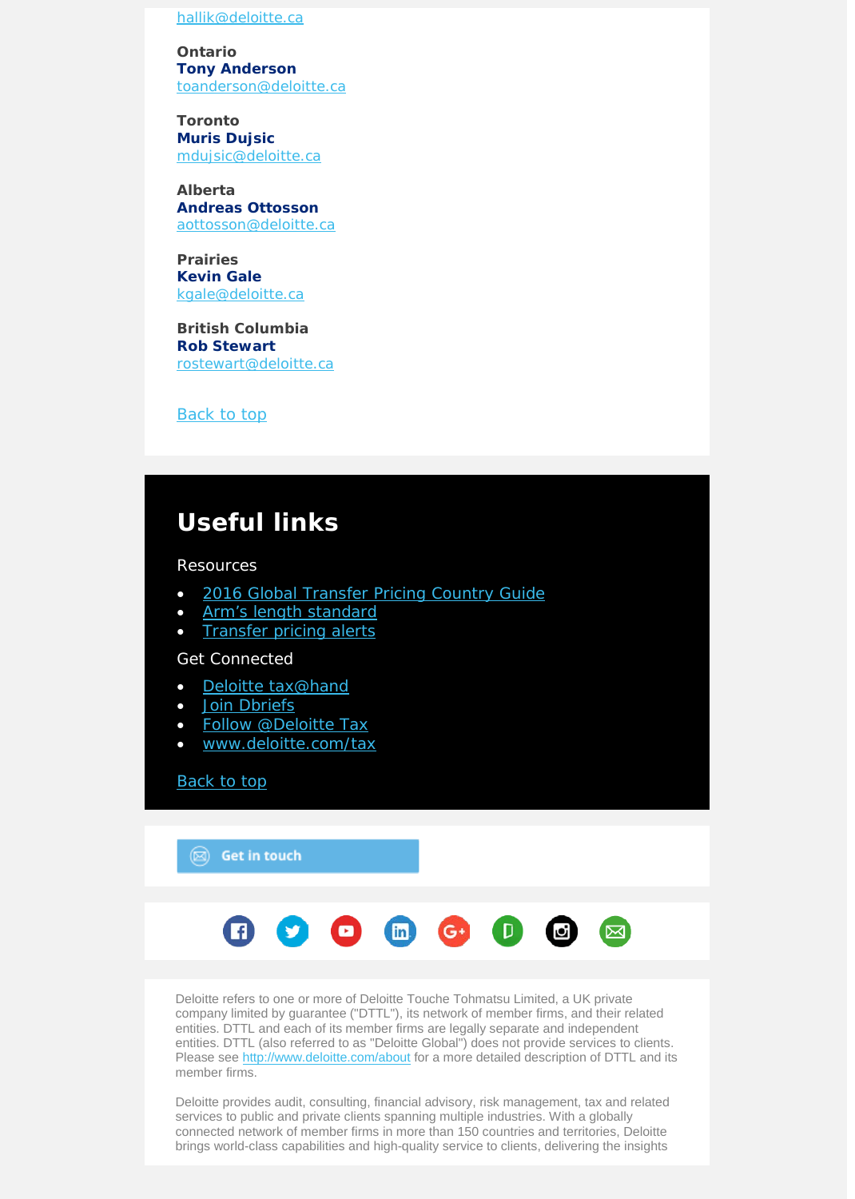[hallik@deloitte.ca](mailto:hallik@deloitte.ca)

**Ontario**
**Tony Anderson**
[toanderson@deloitte.ca](mailto:toanderson@deloitte.ca)

**Toronto**
**Muris Dujsic**
[mdujsic@deloitte.ca](mailto:mdujsic@deloitte.ca)

**Alberta**
**Andreas Ottosson**
[aottosson@deloitte.ca](mailto:aottosson@deloitte.ca)

**Prairies**
**Kevin Gale**
[kgale@deloitte.ca](mailto:kgale@deloitte.ca)

**British Columbia**
**Rob Stewart**
[rostewart@deloitte.ca](mailto:rostewart@deloitte.ca)

Back to top

## Useful links

Resources

- 2016 Global Transfer Pricing Country Guide
- Arm’s length standard
- Transfer pricing alerts

Get Connected

- Deloitte tax@hand
- Join Dbriefs
- Follow @Deloitte Tax
- www.deloitte.com/tax

Back to top

Get in touch

Deloitte refers to one or more of Deloitte Touche Tohmatsu Limited, a UK private company limited by guarantee ("DTTL"), its network of member firms, and their related entities. DTTL and each of its member firms are legally separate and independent entities. DTTL (also referred to as "Deloitte Global") does not provide services to clients. Please see http://www.deloitte.com/about for a more detailed description of DTTL and its member firms.

Deloitte provides audit, consulting, financial advisory, risk management, tax and related services to public and private clients spanning multiple industries. With a globally connected network of member firms in more than 150 countries and territories, Deloitte brings world-class capabilities and high-quality service to clients, delivering the insights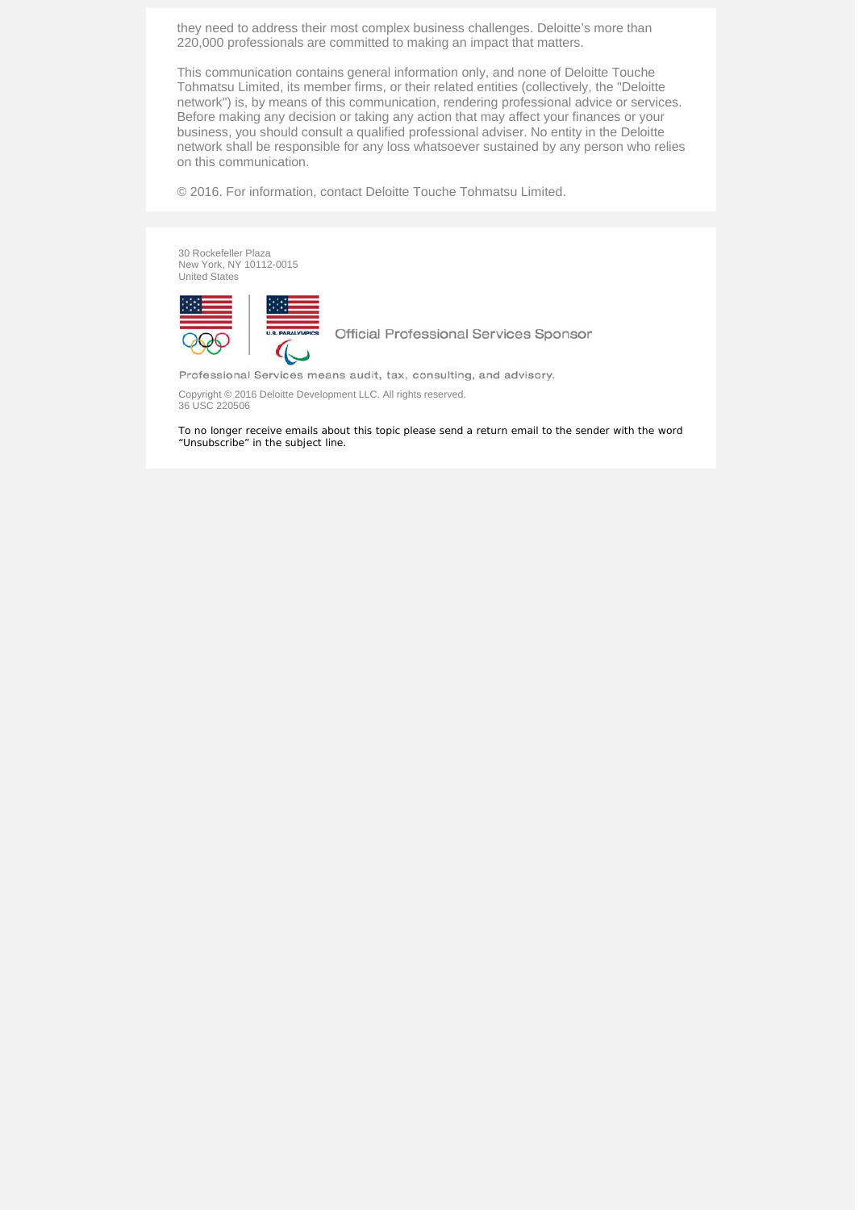they need to address their most complex business challenges. Deloitte's more than 220,000 professionals are committed to making an impact that matters.

This communication contains general information only, and none of Deloitte Touche Tohmatsu Limited, its member firms, or their related entities (collectively, the "Deloitte network") is, by means of this communication, rendering professional advice or services. Before making any decision or taking any action that may affect your finances or your business, you should consult a qualified professional adviser. No entity in the Deloitte network shall be responsible for any loss whatsoever sustained by any person who relies on this communication.

© 2016. For information, contact Deloitte Touche Tohmatsu Limited.

30 Rockefeller Plaza
New York, NY 10112-0015
United States

U.S. PARALYMPICS

Official Professional Services Sponsor

Professional Services means audit, tax, consulting, and advisory.

Copyright © 2016 Deloitte Development LLC. All rights reserved.
36 USC 220506

To no longer receive emails about this topic please send a return email to the sender with the word "Unsubscribe" in the subject line.